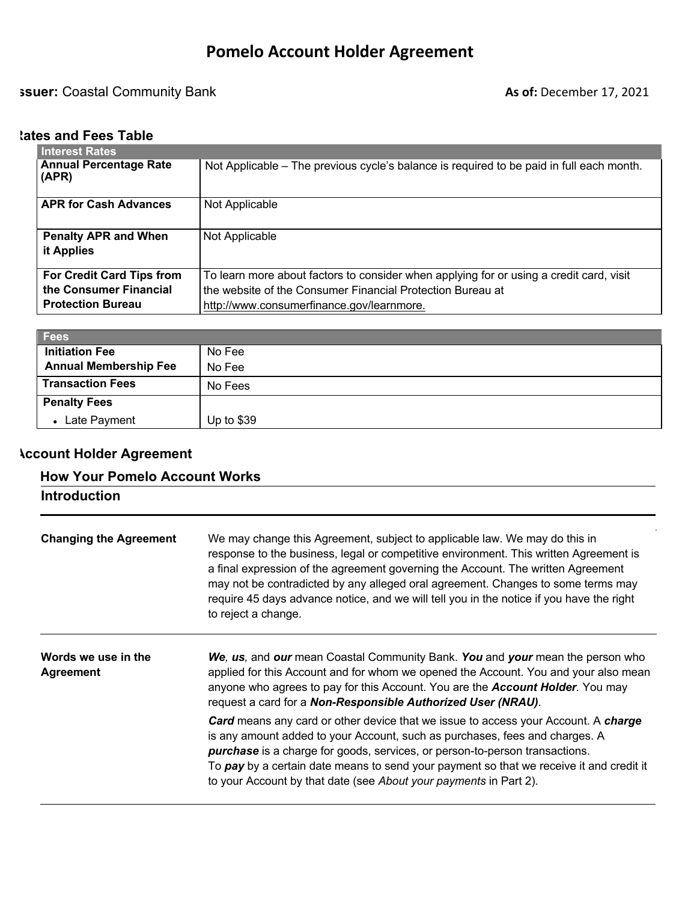# Pomelo Account Holder Agreement

**Issuer:** Coastal Community Bank **As of:** December 17, 2021

## Rates and Fees Table

| Interest Rates | |
|---|---|
| **Annual Percentage Rate (APR)** | Not Applicable – The previous cycle's balance is required to be paid in full each month. |
| **APR for Cash Advances** | Not Applicable |
| **Penalty APR and When it Applies** | Not Applicable |
| **For Credit Card Tips from the Consumer Financial Protection Bureau** | To learn more about factors to consider when applying for or using a credit card, visit the website of the Consumer Financial Protection Bureau at http://www.consumerfinance.gov/learnmore. |

| Fees | |
|---|---|
| **Initiation Fee** | No Fee |
| **Annual Membership Fee** | No Fee |
| **Transaction Fees** | No Fees |
| **Penalty Fees** | |
| • Late Payment | Up to $39 |

## Account Holder Agreement

### How Your Pomelo Account Works

### Introduction

| | |
|---|---|
| **Changing the Agreement** | We may change this Agreement, subject to applicable law. We may do this in response to the business, legal or competitive environment. This written Agreement is a final expression of the agreement governing the Account. The written Agreement may not be contradicted by any alleged oral agreement. Changes to some terms may require 45 days advance notice, and we will tell you in the notice if you have the right to reject a change. |
| **Words we use in the Agreement** | ***We**, **us**,* and ***our*** mean Coastal Community Bank. ***You*** and ***your*** mean the person who applied for this Account and for whom we opened the Account. You and your also mean anyone who agrees to pay for this Account. You are the ***Account Holder***. You may request a card for a ***Non-Responsible Authorized User (NRAU)***.<br><br>***Card*** means any card or other device that we issue to access your Account. A ***charge*** is any amount added to your Account, such as purchases, fees and charges. A ***purchase*** is a charge for goods, services, or person-to-person transactions. To ***pay*** by a certain date means to send your payment so that we receive it and credit it to your Account by that date (see *About your payments* in Part 2). |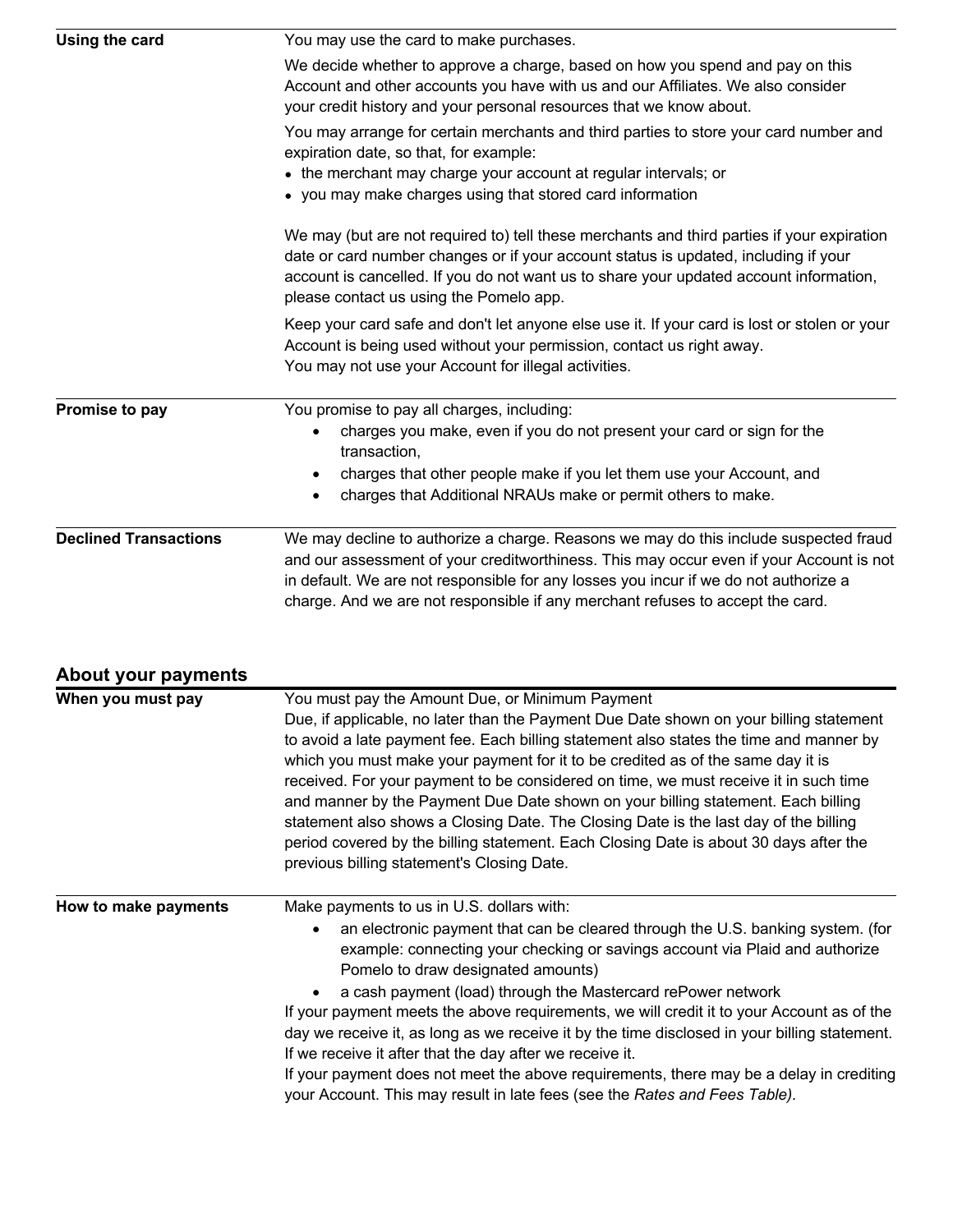| | |
|---|---|
| **Using the card** | You may use the card to make purchases.<br><br>We decide whether to approve a charge, based on how you spend and pay on this Account and other accounts you have with us and our Affiliates. We also consider your credit history and your personal resources that we know about.<br><br>You may arrange for certain merchants and third parties to store your card number and expiration date, so that, for example:<br>• the merchant may charge your account at regular intervals; or<br>• you may make charges using that stored card information<br><br>We may (but are not required to) tell these merchants and third parties if your expiration date or card number changes or if your account status is updated, including if your account is cancelled. If you do not want us to share your updated account information, please contact us using the Pomelo app.<br><br>Keep your card safe and don't let anyone else use it. If your card is lost or stolen or your Account is being used without your permission, contact us right away.<br>You may not use your Account for illegal activities. |
| **Promise to pay** | You promise to pay all charges, including:<br>• charges you make, even if you do not present your card or sign for the transaction,<br>• charges that other people make if you let them use your Account, and<br>• charges that Additional NRAUs make or permit others to make. |
| **Declined Transactions** | We may decline to authorize a charge. Reasons we may do this include suspected fraud and our assessment of your creditworthiness. This may occur even if your Account is not in default. We are not responsible for any losses you incur if we do not authorize a charge. And we are not responsible if any merchant refuses to accept the card. |

## About your payments

| | |
|---|---|
| **When you must pay** | You must pay the Amount Due, or Minimum Payment Due, if applicable, no later than the Payment Due Date shown on your billing statement to avoid a late payment fee. Each billing statement also states the time and manner by which you must make your payment for it to be credited as of the same day it is received. For your payment to be considered on time, we must receive it in such time and manner by the Payment Due Date shown on your billing statement. Each billing statement also shows a Closing Date. The Closing Date is the last day of the billing period covered by the billing statement. Each Closing Date is about 30 days after the previous billing statement's Closing Date. |
| **How to make payments** | Make payments to us in U.S. dollars with:<br>• an electronic payment that can be cleared through the U.S. banking system. (for example: connecting your checking or savings account via Plaid and authorize Pomelo to draw designated amounts)<br>• a cash payment (load) through the Mastercard rePower network<br>If your payment meets the above requirements, we will credit it to your Account as of the day we receive it, as long as we receive it by the time disclosed in your billing statement. If we receive it after that the day after we receive it.<br>If your payment does not meet the above requirements, there may be a delay in crediting your Account. This may result in late fees (see the *Rates and Fees Table)*. |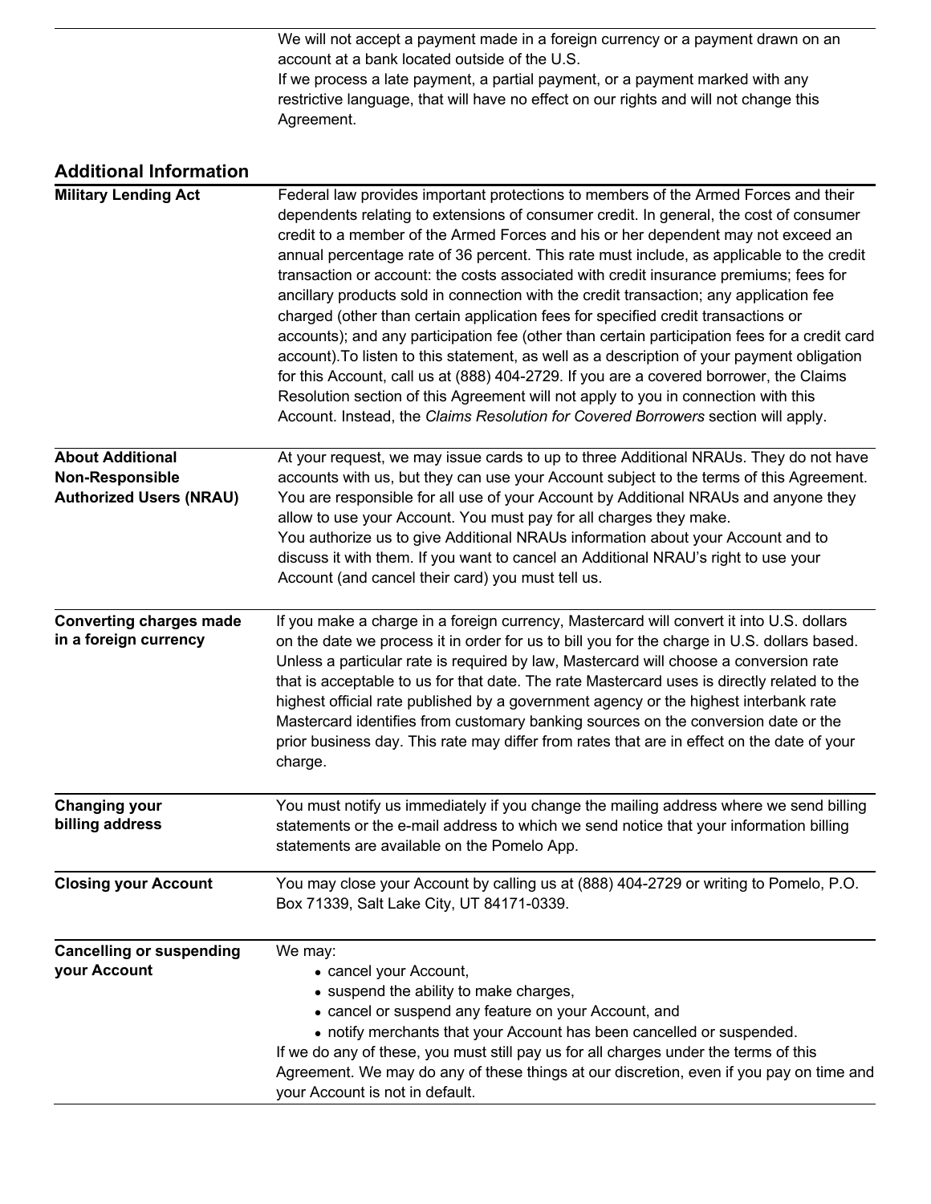| | |
|---|---|
| | We will not accept a payment made in a foreign currency or a payment drawn on an account at a bank located outside of the U.S.<br>If we process a late payment, a partial payment, or a payment marked with any restrictive language, that will have no effect on our rights and will not change this Agreement. |

## Additional Information

| | |
|---|---|
| **Military Lending Act** | Federal law provides important protections to members of the Armed Forces and their dependents relating to extensions of consumer credit. In general, the cost of consumer credit to a member of the Armed Forces and his or her dependent may not exceed an annual percentage rate of 36 percent. This rate must include, as applicable to the credit transaction or account: the costs associated with credit insurance premiums; fees for ancillary products sold in connection with the credit transaction; any application fee charged (other than certain application fees for specified credit transactions or accounts); and any participation fee (other than certain participation fees for a credit card account).To listen to this statement, as well as a description of your payment obligation for this Account, call us at (888) 404-2729. If you are a covered borrower, the Claims Resolution section of this Agreement will not apply to you in connection with this Account. Instead, the *Claims Resolution for Covered Borrowers* section will apply. |
| **About Additional Non-Responsible Authorized Users (NRAU)** | At your request, we may issue cards to up to three Additional NRAUs. They do not have accounts with us, but they can use your Account subject to the terms of this Agreement. You are responsible for all use of your Account by Additional NRAUs and anyone they allow to use your Account. You must pay for all charges they make.<br>You authorize us to give Additional NRAUs information about your Account and to discuss it with them. If you want to cancel an Additional NRAU's right to use your Account (and cancel their card) you must tell us. |
| **Converting charges made in a foreign currency** | If you make a charge in a foreign currency, Mastercard will convert it into U.S. dollars on the date we process it in order for us to bill you for the charge in U.S. dollars based. Unless a particular rate is required by law, Mastercard will choose a conversion rate that is acceptable to us for that date. The rate Mastercard uses is directly related to the highest official rate published by a government agency or the highest interbank rate Mastercard identifies from customary banking sources on the conversion date or the prior business day. This rate may differ from rates that are in effect on the date of your charge. |
| **Changing your billing address** | You must notify us immediately if you change the mailing address where we send billing statements or the e-mail address to which we send notice that your information billing statements are available on the Pomelo App. |
| **Closing your Account** | You may close your Account by calling us at (888) 404-2729 or writing to Pomelo, P.O. Box 71339, Salt Lake City, UT 84171-0339. |
| **Cancelling or suspending your Account** | We may:<br>• cancel your Account,<br>• suspend the ability to make charges,<br>• cancel or suspend any feature on your Account, and<br>• notify merchants that your Account has been cancelled or suspended.<br>If we do any of these, you must still pay us for all charges under the terms of this Agreement. We may do any of these things at our discretion, even if you pay on time and your Account is not in default. |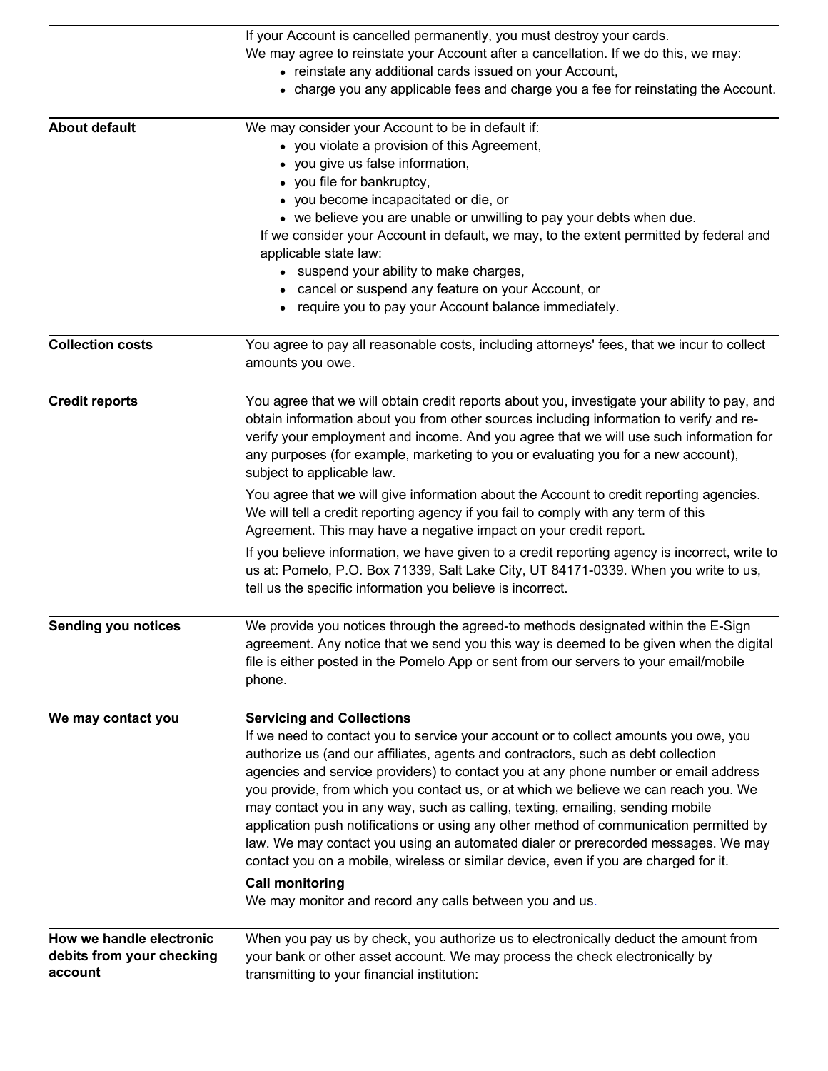| | |
|---|---|
| | If your Account is cancelled permanently, you must destroy your cards.<br>We may agree to reinstate your Account after a cancellation. If we do this, we may:<br>• reinstate any additional cards issued on your Account,<br>• charge you any applicable fees and charge you a fee for reinstating the Account. |
| **About default** | We may consider your Account to be in default if:<br>• you violate a provision of this Agreement,<br>• you give us false information,<br>• you file for bankruptcy,<br>• you become incapacitated or die, or<br>• we believe you are unable or unwilling to pay your debts when due.<br>If we consider your Account in default, we may, to the extent permitted by federal and applicable state law:<br>• suspend your ability to make charges,<br>• cancel or suspend any feature on your Account, or<br>• require you to pay your Account balance immediately. |
| **Collection costs** | You agree to pay all reasonable costs, including attorneys' fees, that we incur to collect amounts you owe. |
| **Credit reports** | You agree that we will obtain credit reports about you, investigate your ability to pay, and obtain information about you from other sources including information to verify and re-verify your employment and income. And you agree that we will use such information for any purposes (for example, marketing to you or evaluating you for a new account), subject to applicable law.<br><br>You agree that we will give information about the Account to credit reporting agencies. We will tell a credit reporting agency if you fail to comply with any term of this Agreement. This may have a negative impact on your credit report.<br><br>If you believe information, we have given to a credit reporting agency is incorrect, write to us at: Pomelo, P.O. Box 71339, Salt Lake City, UT 84171-0339. When you write to us, tell us the specific information you believe is incorrect. |
| **Sending you notices** | We provide you notices through the agreed-to methods designated within the E-Sign agreement. Any notice that we send you this way is deemed to be given when the digital file is either posted in the Pomelo App or sent from our servers to your email/mobile phone. |
| **We may contact you** | **Servicing and Collections**<br>If we need to contact you to service your account or to collect amounts you owe, you authorize us (and our affiliates, agents and contractors, such as debt collection agencies and service providers) to contact you at any phone number or email address you provide, from which you contact us, or at which we believe we can reach you. We may contact you in any way, such as calling, texting, emailing, sending mobile application push notifications or using any other method of communication permitted by law. We may contact you using an automated dialer or prerecorded messages. We may contact you on a mobile, wireless or similar device, even if you are charged for it.<br><br>**Call monitoring**<br>We may monitor and record any calls between you and us. |
| **How we handle electronic debits from your checking account** | When you pay us by check, you authorize us to electronically deduct the amount from your bank or other asset account. We may process the check electronically by transmitting to your financial institution: |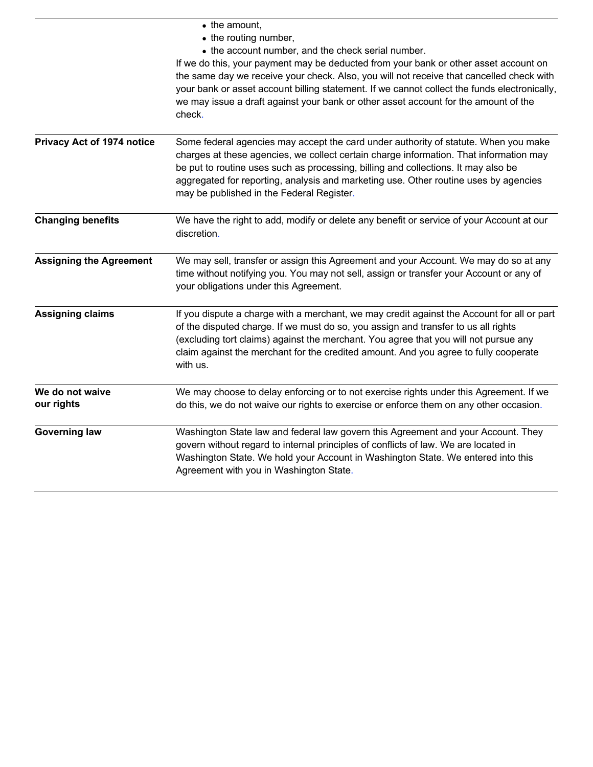|  |  |
|---|---|
|  | • the amount,<br>• the routing number,<br>• the account number, and the check serial number.<br>If we do this, your payment may be deducted from your bank or other asset account on the same day we receive your check. Also, you will not receive that cancelled check with your bank or asset account billing statement. If we cannot collect the funds electronically, we may issue a draft against your bank or other asset account for the amount of the check. |
| **Privacy Act of 1974 notice** | Some federal agencies may accept the card under authority of statute. When you make charges at these agencies, we collect certain charge information. That information may be put to routine uses such as processing, billing and collections. It may also be aggregated for reporting, analysis and marketing use. Other routine uses by agencies may be published in the Federal Register. |
| **Changing benefits** | We have the right to add, modify or delete any benefit or service of your Account at our discretion. |
| **Assigning the Agreement** | We may sell, transfer or assign this Agreement and your Account. We may do so at any time without notifying you. You may not sell, assign or transfer your Account or any of your obligations under this Agreement. |
| **Assigning claims** | If you dispute a charge with a merchant, we may credit against the Account for all or part of the disputed charge. If we must do so, you assign and transfer to us all rights (excluding tort claims) against the merchant. You agree that you will not pursue any claim against the merchant for the credited amount. And you agree to fully cooperate with us. |
| **We do not waive our rights** | We may choose to delay enforcing or to not exercise rights under this Agreement. If we do this, we do not waive our rights to exercise or enforce them on any other occasion. |
| **Governing law** | Washington State law and federal law govern this Agreement and your Account. They govern without regard to internal principles of conflicts of law. We are located in Washington State. We hold your Account in Washington State. We entered into this Agreement with you in Washington State. |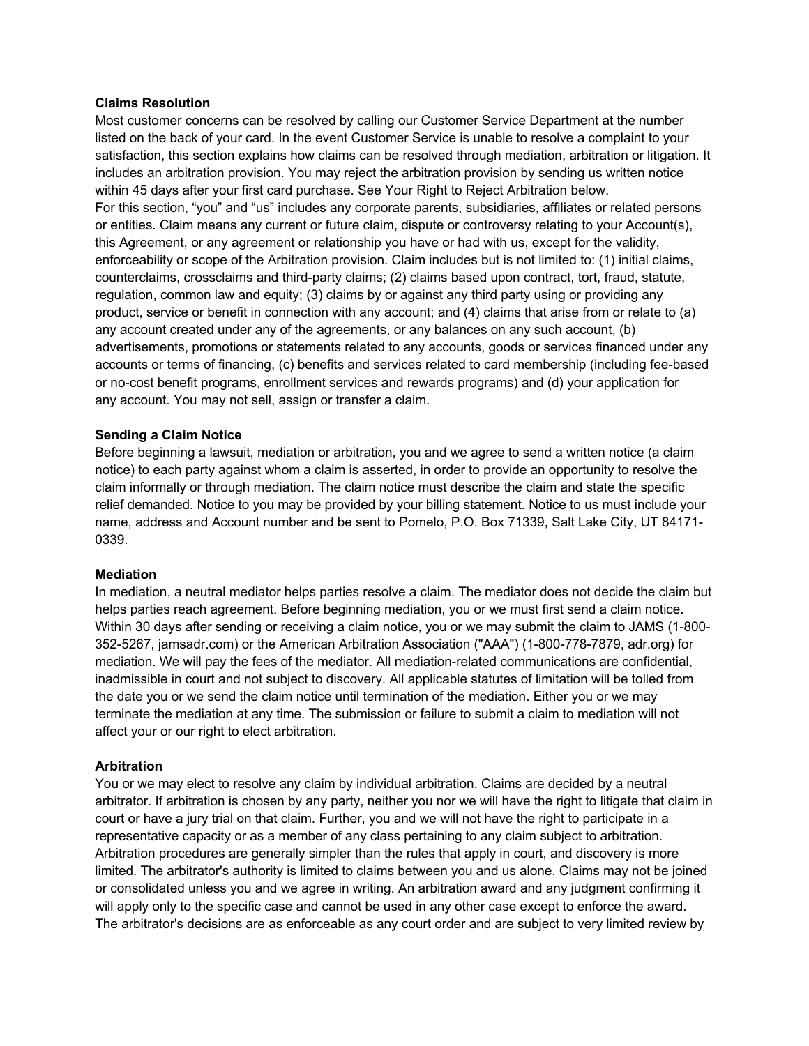### Claims Resolution

Most customer concerns can be resolved by calling our Customer Service Department at the number listed on the back of your card. In the event Customer Service is unable to resolve a complaint to your satisfaction, this section explains how claims can be resolved through mediation, arbitration or litigation. It includes an arbitration provision. You may reject the arbitration provision by sending us written notice within 45 days after your first card purchase. See Your Right to Reject Arbitration below.

For this section, “you” and “us” includes any corporate parents, subsidiaries, affiliates or related persons or entities. Claim means any current or future claim, dispute or controversy relating to your Account(s), this Agreement, or any agreement or relationship you have or had with us, except for the validity, enforceability or scope of the Arbitration provision. Claim includes but is not limited to: (1) initial claims, counterclaims, crossclaims and third-party claims; (2) claims based upon contract, tort, fraud, statute, regulation, common law and equity; (3) claims by or against any third party using or providing any product, service or benefit in connection with any account; and (4) claims that arise from or relate to (a) any account created under any of the agreements, or any balances on any such account, (b) advertisements, promotions or statements related to any accounts, goods or services financed under any accounts or terms of financing, (c) benefits and services related to card membership (including fee-based or no-cost benefit programs, enrollment services and rewards programs) and (d) your application for any account. You may not sell, assign or transfer a claim.

### Sending a Claim Notice

Before beginning a lawsuit, mediation or arbitration, you and we agree to send a written notice (a claim notice) to each party against whom a claim is asserted, in order to provide an opportunity to resolve the claim informally or through mediation. The claim notice must describe the claim and state the specific relief demanded. Notice to you may be provided by your billing statement. Notice to us must include your name, address and Account number and be sent to Pomelo, P.O. Box 71339, Salt Lake City, UT 84171-0339.

### Mediation

In mediation, a neutral mediator helps parties resolve a claim. The mediator does not decide the claim but helps parties reach agreement. Before beginning mediation, you or we must first send a claim notice. Within 30 days after sending or receiving a claim notice, you or we may submit the claim to JAMS (1-800-352-5267, jamsadr.com) or the American Arbitration Association ("AAA") (1-800-778-7879, adr.org) for mediation. We will pay the fees of the mediator. All mediation-related communications are confidential, inadmissible in court and not subject to discovery. All applicable statutes of limitation will be tolled from the date you or we send the claim notice until termination of the mediation. Either you or we may terminate the mediation at any time. The submission or failure to submit a claim to mediation will not affect your or our right to elect arbitration.

### Arbitration

You or we may elect to resolve any claim by individual arbitration. Claims are decided by a neutral arbitrator. If arbitration is chosen by any party, neither you nor we will have the right to litigate that claim in court or have a jury trial on that claim. Further, you and we will not have the right to participate in a representative capacity or as a member of any class pertaining to any claim subject to arbitration. Arbitration procedures are generally simpler than the rules that apply in court, and discovery is more limited. The arbitrator's authority is limited to claims between you and us alone. Claims may not be joined or consolidated unless you and we agree in writing. An arbitration award and any judgment confirming it will apply only to the specific case and cannot be used in any other case except to enforce the award. The arbitrator's decisions are as enforceable as any court order and are subject to very limited review by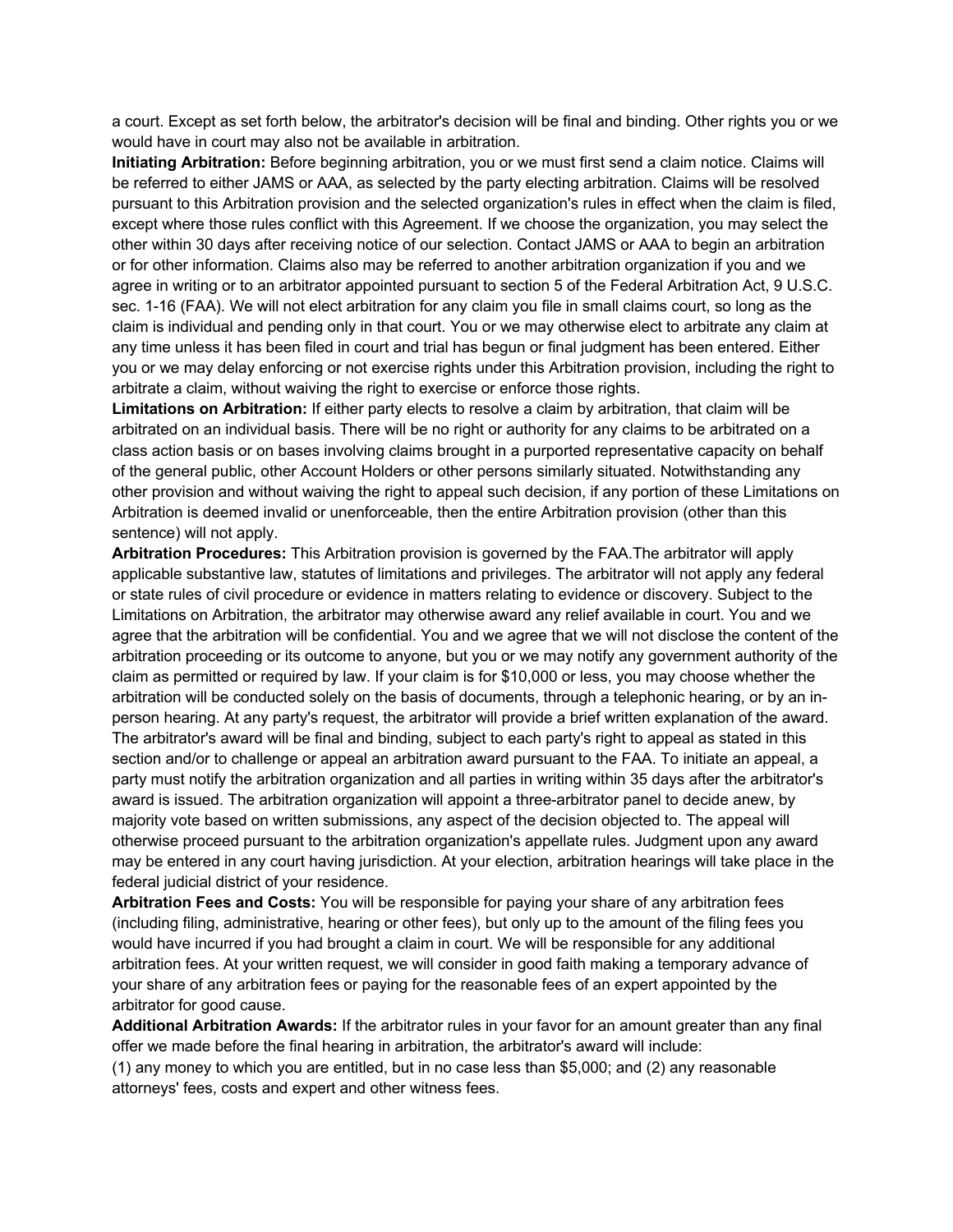a court. Except as set forth below, the arbitrator's decision will be final and binding. Other rights you or we would have in court may also not be available in arbitration.

**Initiating Arbitration:** Before beginning arbitration, you or we must first send a claim notice. Claims will be referred to either JAMS or AAA, as selected by the party electing arbitration. Claims will be resolved pursuant to this Arbitration provision and the selected organization's rules in effect when the claim is filed, except where those rules conflict with this Agreement. If we choose the organization, you may select the other within 30 days after receiving notice of our selection. Contact JAMS or AAA to begin an arbitration or for other information. Claims also may be referred to another arbitration organization if you and we agree in writing or to an arbitrator appointed pursuant to section 5 of the Federal Arbitration Act, 9 U.S.C. sec. 1-16 (FAA). We will not elect arbitration for any claim you file in small claims court, so long as the claim is individual and pending only in that court. You or we may otherwise elect to arbitrate any claim at any time unless it has been filed in court and trial has begun or final judgment has been entered. Either you or we may delay enforcing or not exercise rights under this Arbitration provision, including the right to arbitrate a claim, without waiving the right to exercise or enforce those rights.

**Limitations on Arbitration:** If either party elects to resolve a claim by arbitration, that claim will be arbitrated on an individual basis. There will be no right or authority for any claims to be arbitrated on a class action basis or on bases involving claims brought in a purported representative capacity on behalf of the general public, other Account Holders or other persons similarly situated. Notwithstanding any other provision and without waiving the right to appeal such decision, if any portion of these Limitations on Arbitration is deemed invalid or unenforceable, then the entire Arbitration provision (other than this sentence) will not apply.

**Arbitration Procedures:** This Arbitration provision is governed by the FAA.The arbitrator will apply applicable substantive law, statutes of limitations and privileges. The arbitrator will not apply any federal or state rules of civil procedure or evidence in matters relating to evidence or discovery. Subject to the Limitations on Arbitration, the arbitrator may otherwise award any relief available in court. You and we agree that the arbitration will be confidential. You and we agree that we will not disclose the content of the arbitration proceeding or its outcome to anyone, but you or we may notify any government authority of the claim as permitted or required by law. If your claim is for $10,000 or less, you may choose whether the arbitration will be conducted solely on the basis of documents, through a telephonic hearing, or by an in-person hearing. At any party's request, the arbitrator will provide a brief written explanation of the award. The arbitrator's award will be final and binding, subject to each party's right to appeal as stated in this section and/or to challenge or appeal an arbitration award pursuant to the FAA. To initiate an appeal, a party must notify the arbitration organization and all parties in writing within 35 days after the arbitrator's award is issued. The arbitration organization will appoint a three-arbitrator panel to decide anew, by majority vote based on written submissions, any aspect of the decision objected to. The appeal will otherwise proceed pursuant to the arbitration organization's appellate rules. Judgment upon any award may be entered in any court having jurisdiction. At your election, arbitration hearings will take place in the federal judicial district of your residence.

**Arbitration Fees and Costs:** You will be responsible for paying your share of any arbitration fees (including filing, administrative, hearing or other fees), but only up to the amount of the filing fees you would have incurred if you had brought a claim in court. We will be responsible for any additional arbitration fees. At your written request, we will consider in good faith making a temporary advance of your share of any arbitration fees or paying for the reasonable fees of an expert appointed by the arbitrator for good cause.

**Additional Arbitration Awards:** If the arbitrator rules in your favor for an amount greater than any final offer we made before the final hearing in arbitration, the arbitrator's award will include:
(1) any money to which you are entitled, but in no case less than $5,000; and (2) any reasonable attorneys' fees, costs and expert and other witness fees.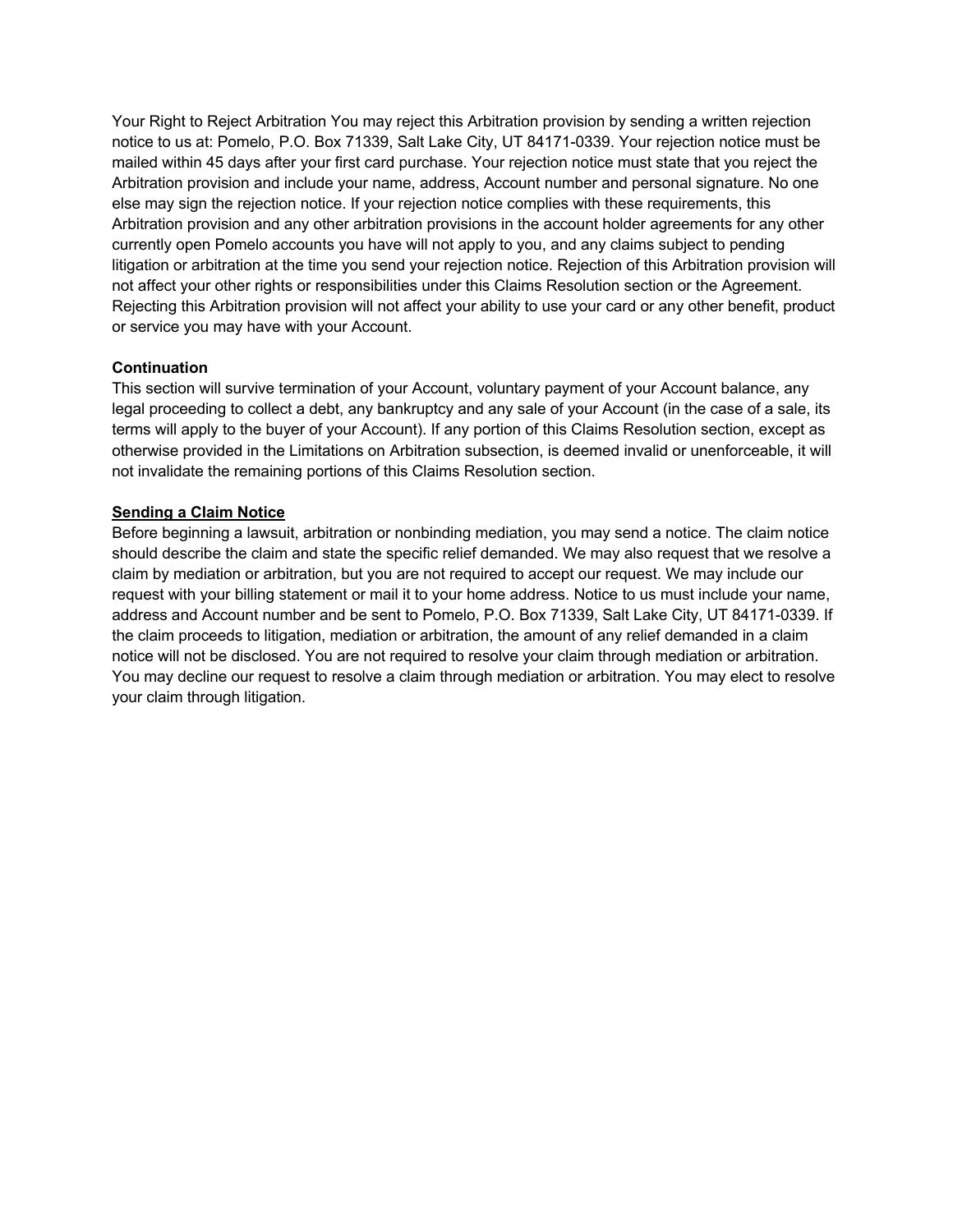Your Right to Reject Arbitration You may reject this Arbitration provision by sending a written rejection notice to us at: Pomelo, P.O. Box 71339, Salt Lake City, UT 84171-0339. Your rejection notice must be mailed within 45 days after your first card purchase. Your rejection notice must state that you reject the Arbitration provision and include your name, address, Account number and personal signature. No one else may sign the rejection notice. If your rejection notice complies with these requirements, this Arbitration provision and any other arbitration provisions in the account holder agreements for any other currently open Pomelo accounts you have will not apply to you, and any claims subject to pending litigation or arbitration at the time you send your rejection notice. Rejection of this Arbitration provision will not affect your other rights or responsibilities under this Claims Resolution section or the Agreement. Rejecting this Arbitration provision will not affect your ability to use your card or any other benefit, product or service you may have with your Account.

**Continuation**

This section will survive termination of your Account, voluntary payment of your Account balance, any legal proceeding to collect a debt, any bankruptcy and any sale of your Account (in the case of a sale, its terms will apply to the buyer of your Account). If any portion of this Claims Resolution section, except as otherwise provided in the Limitations on Arbitration subsection, is deemed invalid or unenforceable, it will not invalidate the remaining portions of this Claims Resolution section.

**Sending a Claim Notice**

Before beginning a lawsuit, arbitration or nonbinding mediation, you may send a notice. The claim notice should describe the claim and state the specific relief demanded. We may also request that we resolve a claim by mediation or arbitration, but you are not required to accept our request. We may include our request with your billing statement or mail it to your home address. Notice to us must include your name, address and Account number and be sent to Pomelo, P.O. Box 71339, Salt Lake City, UT 84171-0339. If the claim proceeds to litigation, mediation or arbitration, the amount of any relief demanded in a claim notice will not be disclosed. You are not required to resolve your claim through mediation or arbitration. You may decline our request to resolve a claim through mediation or arbitration. You may elect to resolve your claim through litigation.